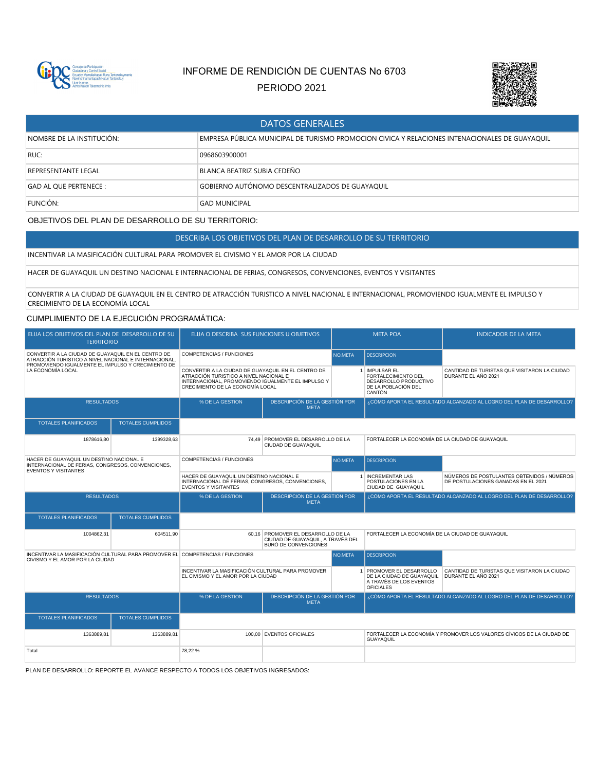# INFORME DE RENDICIÓN DE CUENTAS No 6703

## PERIODO 2021

| DATOS GENERALES | |
|---|---|
| NOMBRE DE LA INSTITUCIÓN: | EMPRESA PÚBLICA MUNICIPAL DE TURISMO PROMOCION CIVICA Y RELACIONES INTENACIONALES DE GUAYAQUIL |
| RUC: | 0968603900001 |
| REPRESENTANTE LEGAL | BLANCA BEATRIZ SUBIA CEDEÑO |
| GAD AL QUE PERTENECE : | GOBIERNO AUTÓNOMO DESCENTRALIZADOS DE GUAYAQUIL |
| FUNCIÓN: | GAD MUNICIPAL |

OBJETIVOS DEL PLAN DE DESARROLLO DE SU TERRITORIO:

| DESCRIBA LOS OBJETIVOS DEL PLAN DE DESARROLLO DE SU TERRITORIO |
|---|
| INCENTIVAR LA MASIFICACIÓN CULTURAL PARA PROMOVER EL CIVISMO Y EL AMOR POR LA CIUDAD |
| HACER DE GUAYAQUIL UN DESTINO NACIONAL E INTERNACIONAL DE FERIAS, CONGRESOS, CONVENCIONES, EVENTOS Y VISITANTES |
| CONVERTIR A LA CIUDAD DE GUAYAQUIL EN EL CENTRO DE ATRACCIÓN TURISTICO A NIVEL NACIONAL E INTERNACIONAL, PROMOVIENDO IGUALMENTE EL IMPULSO Y CRECIMIENTO DE LA ECONOMÍA LOCAL |

CUMPLIMIENTO DE LA EJECUCIÓN PROGRAMÁTICA:

| ELIJA LOS OBJETIVOS DEL PLAN DE DESARROLLO DE SU TERRITORIO | | ELIJA O DESCRIBA SUS FUNCIONES U OBJETIVOS | | META POA | | INDICADOR DE LA META |
|---|---|---|---|---|---|---|
| CONVERTIR A LA CIUDAD DE GUAYAQUIL EN EL CENTRO DE ATRACCIÓN TURISTICO A NIVEL NACIONAL E INTERNACIONAL, PROMOVIENDO IGUALMENTE EL IMPULSO Y CRECIMIENTO DE LA ECONOMÍA LOCAL | | COMPETENCIAS / FUNCIONES | | NO.META | DESCRIPCION | |
| | | CONVERTIR A LA CIUDAD DE GUAYAQUIL EN EL CENTRO DE ATRACCIÓN TURISTICO A NIVEL NACIONAL E INTERNACIONAL, PROMOVIENDO IGUALMENTE EL IMPULSO Y CRECIMIENTO DE LA ECONOMÍA LOCAL | | 1 | IMPULSAR EL FORTALECIMIENTO DEL DESARROLLO PRODUCTIVO DE LA POBLACIÓN DEL CANTÓN | CANTIDAD DE TURISTAS QUE VISITARON LA CIUDAD DURANTE EL AÑO 2021 |
| RESULTADOS | | % DE LA GESTION | DESCRIPCIÓN DE LA GESTIÓN POR META | ¿CÓMO APORTA EL RESULTADO ALCANZADO AL LOGRO DEL PLAN DE DESARROLLO? | | |
| TOTALES PLANIFICADOS | TOTALES CUMPLIDOS | | | | | |
| 1878616,80 | 1399328,63 | 74,49 | PROMOVER EL DESARROLLO DE LA CIUDAD DE GUAYAQUIL | FORTALECER LA ECONOMÍA DE LA CIUDAD DE GUAYAQUIL | | |
| HACER DE GUAYAQUIL UN DESTINO NACIONAL E INTERNACIONAL DE FERIAS, CONGRESOS, CONVENCIONES, EVENTOS Y VISITANTES | | COMPETENCIAS / FUNCIONES | | NO.META | DESCRIPCION | |
| | | HACER DE GUAYAQUIL UN DESTINO NACIONAL E INTERNACIONAL DE FERIAS, CONGRESOS, CONVENCIONES, EVENTOS Y VISITANTES | | 1 | INCREMENTAR LAS POSTULACIONES EN LA CIUDAD DE GUAYAQUIL | NÚMEROS DE POSTULANTES OBTENIDOS / NÚMEROS DE POSTULACIONES GANADAS EN EL 2021 |
| RESULTADOS | | % DE LA GESTION | DESCRIPCIÓN DE LA GESTIÓN POR META | ¿CÓMO APORTA EL RESULTADO ALCANZADO AL LOGRO DEL PLAN DE DESARROLLO? | | |
| TOTALES PLANIFICADOS | TOTALES CUMPLIDOS | | | | | |
| 1004862,31 | 604511,90 | 60,16 | PROMOVER EL DESARROLLO DE LA CIUDAD DE GUAYAQUIL, A TRAVÉS DEL BURÓ DE CONVENCIONES | FORTALECER LA ECONOMÍA DE LA CIUDAD DE GUAYAQUIL | | |
| INCENTIVAR LA MASIFICACIÓN CULTURAL PARA PROMOVER EL CIVISMO Y EL AMOR POR LA CIUDAD | | COMPETENCIAS / FUNCIONES | | NO.META | DESCRIPCION | |
| | | INCENTIVAR LA MASIFICACIÓN CULTURAL PARA PROMOVER EL CIVISMO Y EL AMOR POR LA CIUDAD | | 1 | PROMOVER EL DESARROLLO DE LA CIUDAD DE GUAYAQUIL A TRAVÉS DE LOS EVENTOS OFICIALES | CANTIDAD DE TURISTAS QUE VISITARON LA CIUDAD DURANTE EL AÑO 2021 |
| RESULTADOS | | % DE LA GESTION | DESCRIPCIÓN DE LA GESTIÓN POR META | ¿CÓMO APORTA EL RESULTADO ALCANZADO AL LOGRO DEL PLAN DE DESARROLLO? | | |
| TOTALES PLANIFICADOS | TOTALES CUMPLIDOS | | | | | |
| 1363889,81 | 1363889,81 | 100,00 | EVENTOS OFICIALES | FORTALECER LA ECONOMÍA Y PROMOVER LOS VALORES CÍVICOS DE LA CIUDAD DE GUAYAQUIL | | |
| Total | | 78,22 % | | | | |

PLAN DE DESARROLLO: REPORTE EL AVANCE RESPECTO A TODOS LOS OBJETIVOS INGRESADOS: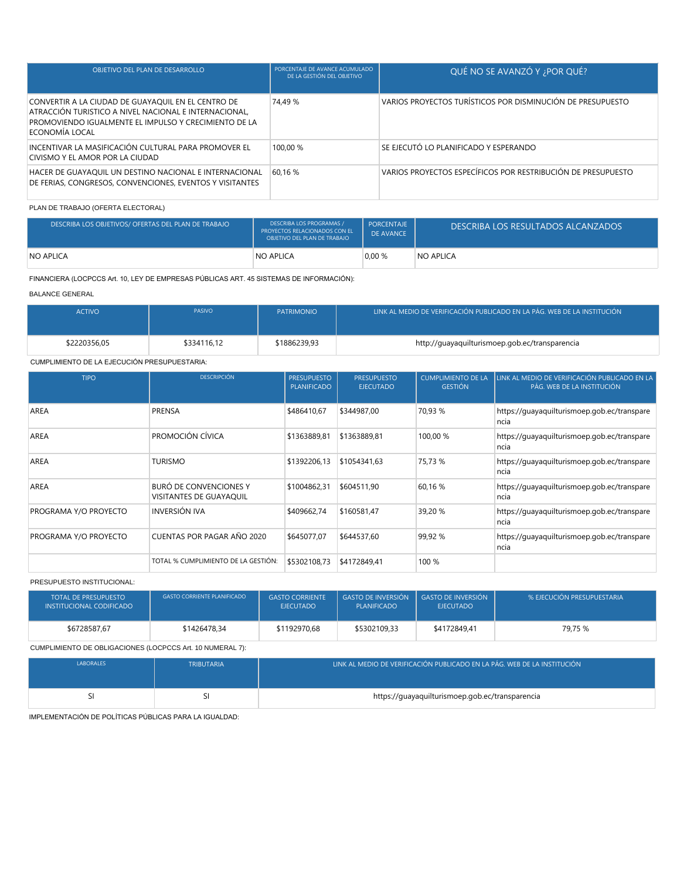| OBJETIVO DEL PLAN DE DESARROLLO | PORCENTAJE DE AVANCE ACUMULADO DE LA GESTIÓN DEL OBJETIVO | QUÉ NO SE AVANZÓ Y ¿POR QUÉ? |
|---|---|---|
| CONVERTIR A LA CIUDAD DE GUAYAQUIL EN EL CENTRO DE ATRACCIÓN TURISTICO A NIVEL NACIONAL E INTERNACIONAL, PROMOVIENDO IGUALMENTE EL IMPULSO Y CRECIMIENTO DE LA ECONOMÍA LOCAL | 74,49 % | VARIOS PROYECTOS TURÍSTICOS POR DISMINUCIÓN DE PRESUPUESTO |
| INCENTIVAR LA MASIFICACIÓN CULTURAL PARA PROMOVER EL CIVISMO Y EL AMOR POR LA CIUDAD | 100,00 % | SE EJECUTÓ LO PLANIFICADO Y ESPERANDO |
| HACER DE GUAYAQUIL UN DESTINO NACIONAL E INTERNACIONAL DE FERIAS, CONGRESOS, CONVENCIONES, EVENTOS Y VISITANTES | 60,16 % | VARIOS PROYECTOS ESPECÍFICOS POR RESTRIBUCIÓN DE PRESUPUESTO |

PLAN DE TRABAJO (OFERTA ELECTORAL)

| DESCRIBA LOS OBJETIVOS/ OFERTAS DEL PLAN DE TRABAJO | DESCRIBA LOS PROGRAMAS / PROYECTOS RELACIONADOS CON EL OBJETIVO DEL PLAN DE TRABAJO | PORCENTAJE DE AVANCE | DESCRIBA LOS RESULTADOS ALCANZADOS |
|---|---|---|---|
| NO APLICA | NO APLICA | 0,00 % | NO APLICA |

FINANCIERA (LOCPCCS Art. 10, LEY DE EMPRESAS PÚBLICAS ART. 45 SISTEMAS DE INFORMACIÓN):

BALANCE GENERAL

| ACTIVO | PASIVO | PATRIMONIO | LINK AL MEDIO DE VERIFICACIÓN PUBLICADO EN LA PÁG. WEB DE LA INSTITUCIÓN |
|---|---|---|---|
| $2220356,05 | $334116,12 | $1886239,93 | http://guayaquilturismoep.gob.ec/transparencia |

CUMPLIMIENTO DE LA EJECUCIÓN PRESUPUESTARIA:

| TIPO | DESCRIPCIÓN | PRESUPUESTO PLANIFICADO | PRESUPUESTO EJECUTADO | CUMPLIMIENTO DE LA GESTIÓN | LINK AL MEDIO DE VERIFICACIÓN PUBLICADO EN LA PÁG. WEB DE LA INSTITUCIÓN |
|---|---|---|---|---|---|
| AREA | PRENSA | $486410,67 | $344987,00 | 70,93 % | https://guayaquilturismoep.gob.ec/transparencia |
| AREA | PROMOCIÓN CÍVICA | $1363889,81 | $1363889,81 | 100,00 % | https://guayaquilturismoep.gob.ec/transparencia |
| AREA | TURISMO | $1392206,13 | $1054341,63 | 75,73 % | https://guayaquilturismoep.gob.ec/transparencia |
| AREA | BURÓ DE CONVENCIONES Y VISITANTES DE GUAYAQUIL | $1004862,31 | $604511,90 | 60,16 % | https://guayaquilturismoep.gob.ec/transparencia |
| PROGRAMA Y/O PROYECTO | INVERSIÓN IVA | $409662,74 | $160581,47 | 39,20 % | https://guayaquilturismoep.gob.ec/transparencia |
| PROGRAMA Y/O PROYECTO | CUENTAS POR PAGAR AÑO 2020 | $645077,07 | $644537,60 | 99,92 % | https://guayaquilturismoep.gob.ec/transparencia |
| | TOTAL % CUMPLIMIENTO DE LA GESTIÓN: | $5302108,73 | $4172849,41 | 100 % | |

PRESUPUESTO INSTITUCIONAL:

| TOTAL DE PRESUPUESTO INSTITUCIONAL CODIFICADO | GASTO CORRIENTE PLANIFICADO | GASTO CORRIENTE EJECUTADO | GASTO DE INVERSIÓN PLANIFICADO | GASTO DE INVERSIÓN EJECUTADO | % EJECUCIÓN PRESUPUESTARIA |
|---|---|---|---|---|---|
| $6728587,67 | $1426478,34 | $1192970,68 | $5302109,33 | $4172849,41 | 79,75 % |

CUMPLIMIENTO DE OBLIGACIONES (LOCPCCS Art. 10 NUMERAL 7):

| LABORALES | TRIBUTARIA | LINK AL MEDIO DE VERIFICACIÓN PUBLICADO EN LA PÁG. WEB DE LA INSTITUCIÓN |
|---|---|---|
| SI | SI | https://guayaquilturismoep.gob.ec/transparencia |

IMPLEMENTACIÓN DE POLÍTICAS PÚBLICAS PARA LA IGUALDAD: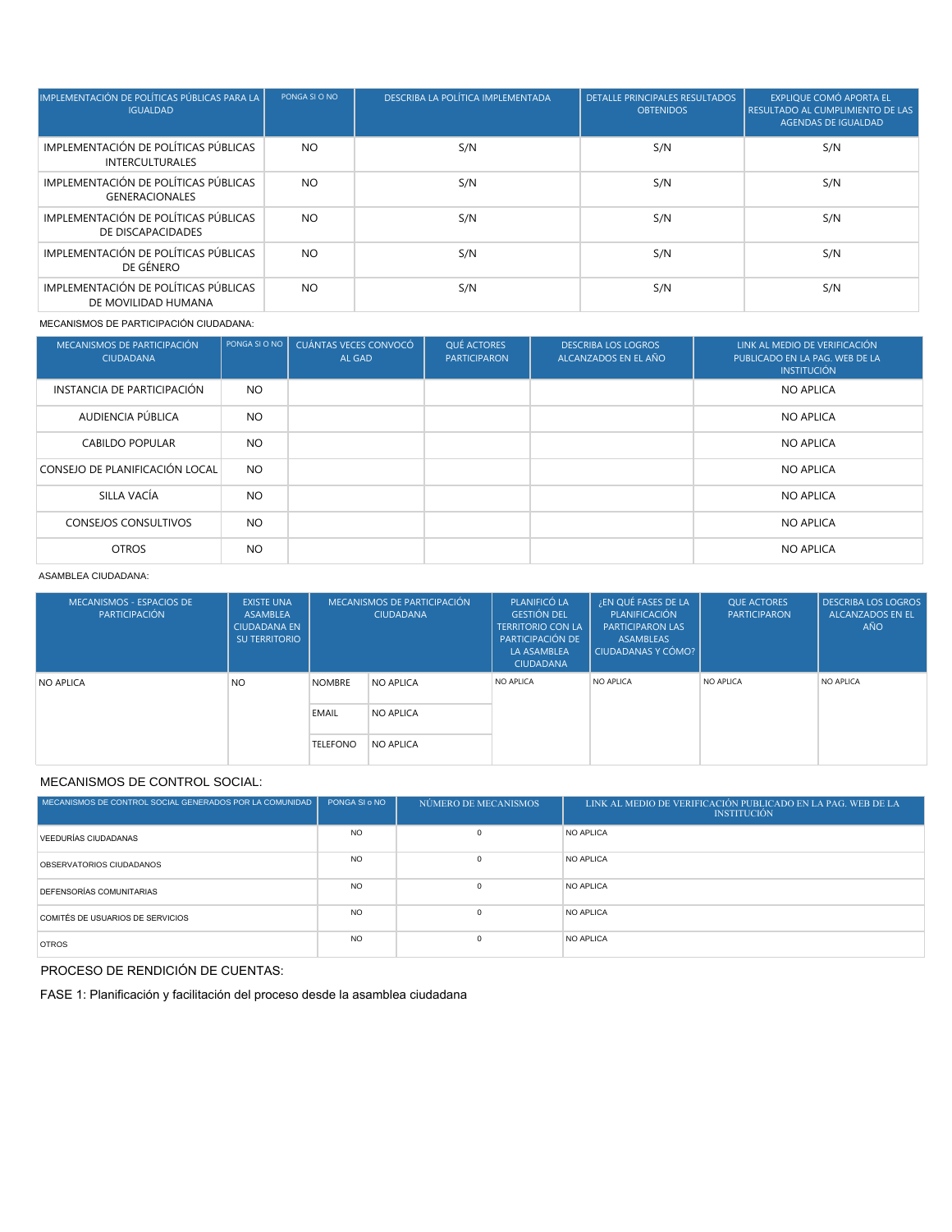| IMPLEMENTACIÓN DE POLÍTICAS PÚBLICAS PARA LA IGUALDAD | PONGA SI O NO | DESCRIBA LA POLÍTICA IMPLEMENTADA | DETALLE PRINCIPALES RESULTADOS OBTENIDOS | EXPLIQUE CÓMO APORTA EL RESULTADO AL CUMPLIMIENTO DE LAS AGENDAS DE IGUALDAD |
|---|---|---|---|---|
| IMPLEMENTACIÓN DE POLÍTICAS PÚBLICAS INTERCULTURALES | NO | S/N | S/N | S/N |
| IMPLEMENTACIÓN DE POLÍTICAS PÚBLICAS GENERACIONALES | NO | S/N | S/N | S/N |
| IMPLEMENTACIÓN DE POLÍTICAS PÚBLICAS DE DISCAPACIDADES | NO | S/N | S/N | S/N |
| IMPLEMENTACIÓN DE POLÍTICAS PÚBLICAS DE GÉNERO | NO | S/N | S/N | S/N |
| IMPLEMENTACIÓN DE POLÍTICAS PÚBLICAS DE MOVILIDAD HUMANA | NO | S/N | S/N | S/N |

MECANISMOS DE PARTICIPACIÓN CIUDADANA:

| MECANISMOS DE PARTICIPACIÓN CIUDADANA | PONGA SI O NO | CUÁNTAS VECES CONVOCÓ AL GAD | QUÉ ACTORES PARTICIPARON | DESCRIBA LOS LOGROS ALCANZADOS EN EL AÑO | LINK AL MEDIO DE VERIFICACIÓN PUBLICADO EN LA PAG. WEB DE LA INSTITUCIÓN |
|---|---|---|---|---|---|
| INSTANCIA DE PARTICIPACIÓN | NO | | | | NO APLICA |
| AUDIENCIA PÚBLICA | NO | | | | NO APLICA |
| CABILDO POPULAR | NO | | | | NO APLICA |
| CONSEJO DE PLANIFICACIÓN LOCAL | NO | | | | NO APLICA |
| SILLA VACÍA | NO | | | | NO APLICA |
| CONSEJOS CONSULTIVOS | NO | | | | NO APLICA |
| OTROS | NO | | | | NO APLICA |

ASAMBLEA CIUDADANA:

| MECANISMOS - ESPACIOS DE PARTICIPACIÓN | EXISTE UNA ASAMBLEA CIUDADANA EN SU TERRITORIO | MECANISMOS DE PARTICIPACIÓN CIUDADANA | | PLANIFICÓ LA GESTIÓN DEL TERRITORIO CON LA PARTICIPACIÓN DE LA ASAMBLEA CIUDADANA | ¿EN QUÉ FASES DE LA PLANIFICACIÓN PARTICIPARON LAS ASAMBLEAS CIUDADANAS Y CÓMO? | QUE ACTORES PARTICIPARON | DESCRIBA LOS LOGROS ALCANZADOS EN EL AÑO |
|---|---|---|---|---|---|---|---|
| NO APLICA | NO | NOMBRE | NO APLICA | NO APLICA | NO APLICA | NO APLICA | NO APLICA |
| | | EMAIL | NO APLICA | | | | |
| | | TELEFONO | NO APLICA | | | | |

MECANISMOS DE CONTROL SOCIAL:

| MECANISMOS DE CONTROL SOCIAL GENERADOS POR LA COMUNIDAD | PONGA SI o NO | NÚMERO DE MECANISMOS | LINK AL MEDIO DE VERIFICACIÓN PUBLICADO EN LA PAG. WEB DE LA INSTITUCIÓN |
|---|---|---|---|
| VEEDURÍAS CIUDADANAS | NO | 0 | NO APLICA |
| OBSERVATORIOS CIUDADANOS | NO | 0 | NO APLICA |
| DEFENSORÍAS COMUNITARIAS | NO | 0 | NO APLICA |
| COMITÉS DE USUARIOS DE SERVICIOS | NO | 0 | NO APLICA |
| OTROS | NO | 0 | NO APLICA |

PROCESO DE RENDICIÓN DE CUENTAS:

FASE 1: Planificación y facilitación del proceso desde la asamblea ciudadana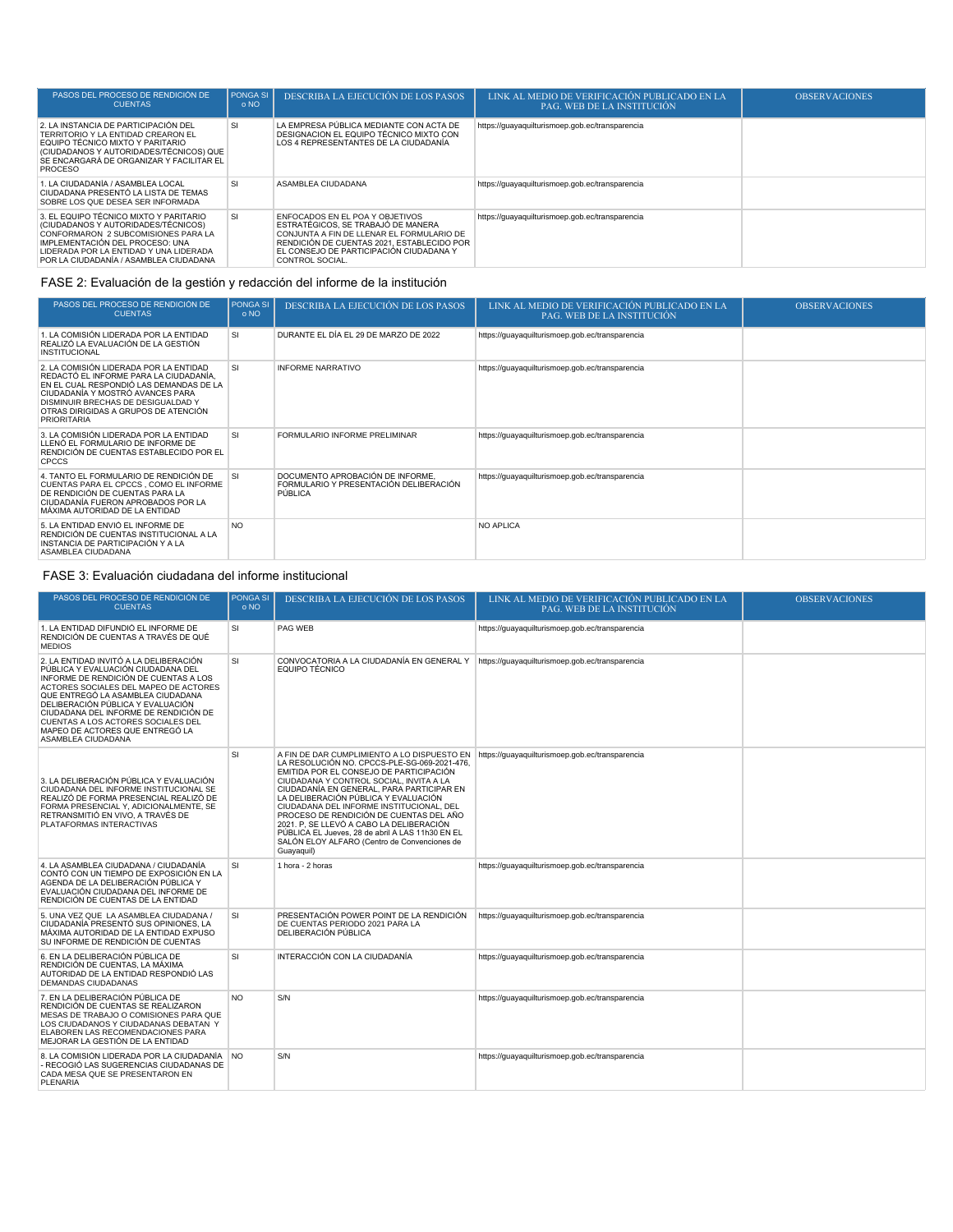| PASOS DEL PROCESO DE RENDICIÓN DE CUENTAS | PONGA SI o NO | DESCRIBA LA EJECUCIÓN DE LOS PASOS | LINK AL MEDIO DE VERIFICACIÓN PUBLICADO EN LA PAG. WEB DE LA INSTITUCIÓN | OBSERVACIONES |
|---|---|---|---|---|
| 2. LA INSTANCIA DE PARTICIPACIÓN DEL TERRITORIO Y LA ENTIDAD CREARON EL EQUIPO TÉCNICO MIXTO Y PARITARIO (CIUDADANOS Y AUTORIDADES/TÉCNICOS) QUE SE ENCARGARÁ DE ORGANIZAR Y FACILITAR EL PROCESO | SI | LA EMPRESA PÚBLICA MEDIANTE CON ACTA DE DESIGNACION EL EQUIPO TÉCNICO MIXTO CON LOS 4 REPRESENTANTES DE LA CIUDADANÍA | https://guayaquilturismoep.gob.ec/transparencia | |
| 1. LA CIUDADANÍA / ASAMBLEA LOCAL CIUDADANA PRESENTÓ LA LISTA DE TEMAS SOBRE LOS QUE DESEA SER INFORMADA | SI | ASAMBLEA CIUDADANA | https://guayaquilturismoep.gob.ec/transparencia | |
| 3. EL EQUIPO TÉCNICO MIXTO Y PARITARIO (CIUDADANOS Y AUTORIDADES/TÉCNICOS) CONFORMARON 2 SUBCOMISIONES PARA LA IMPLEMENTACIÓN DEL PROCESO: UNA LIDERADA POR LA ENTIDAD Y UNA LIDERADA POR LA CIUDADANÍA / ASAMBLEA CIUDADANA | SI | ENFOCADOS EN EL POA Y OBJETIVOS ESTRATÉGICOS, SE TRABAJÓ DE MANERA CONJUNTA A FIN DE LLENAR EL FORMULARIO DE RENDICIÓN DE CUENTAS 2021, ESTABLECIDO POR EL CONSEJO DE PARTICIPACIÓN CIUDADANA Y CONTROL SOCIAL. | https://guayaquilturismoep.gob.ec/transparencia | |

FASE 2: Evaluación de la gestión y redacción del informe de la institución

| PASOS DEL PROCESO DE RENDICIÓN DE CUENTAS | PONGA SI o NO | DESCRIBA LA EJECUCIÓN DE LOS PASOS | LINK AL MEDIO DE VERIFICACIÓN PUBLICADO EN LA PAG. WEB DE LA INSTITUCIÓN | OBSERVACIONES |
|---|---|---|---|---|
| 1. LA COMISIÓN LIDERADA POR LA ENTIDAD REALIZÓ LA EVALUACIÓN DE LA GESTIÓN INSTITUCIONAL | SI | DURANTE EL DÍA EL 29 DE MARZO DE 2022 | https://guayaquilturismoep.gob.ec/transparencia | |
| 2. LA COMISIÓN LIDERADA POR LA ENTIDAD REDACTÓ EL INFORME PARA LA CIUDADANÍA, EN EL CUAL RESPONDIÓ LAS DEMANDAS DE LA CIUDADANÍA Y MOSTRÓ AVANCES PARA DISMINUIR BRECHAS DE DESIGUALDAD Y OTRAS DIRIGIDAS A GRUPOS DE ATENCIÓN PRIORITARIA | SI | INFORME NARRATIVO | https://guayaquilturismoep.gob.ec/transparencia | |
| 3. LA COMISIÓN LIDERADA POR LA ENTIDAD LLENÓ EL FORMULARIO DE INFORME DE RENDICIÓN DE CUENTAS ESTABLECIDO POR EL CPCCS | SI | FORMULARIO INFORME PRELIMINAR | https://guayaquilturismoep.gob.ec/transparencia | |
| 4. TANTO EL FORMULARIO DE RENDICIÓN DE CUENTAS PARA EL CPCCS , COMO EL INFORME DE RENDICIÓN DE CUENTAS PARA LA CIUDADANÍA FUERON APROBADOS POR LA MÁXIMA AUTORIDAD DE LA ENTIDAD | SI | DOCUMENTO APROBACIÓN DE INFORME, FORMULARIO Y PRESENTACIÓN DELIBERACIÓN PÚBLICA | https://guayaquilturismoep.gob.ec/transparencia | |
| 5. LA ENTIDAD ENVIÓ EL INFORME DE RENDICIÓN DE CUENTAS INSTITUCIONAL A LA INSTANCIA DE PARTICIPACIÓN Y A LA ASAMBLEA CIUDADANA | NO | | NO APLICA | |

FASE 3: Evaluación ciudadana del informe institucional

| PASOS DEL PROCESO DE RENDICIÓN DE CUENTAS | PONGA SI o NO | DESCRIBA LA EJECUCIÓN DE LOS PASOS | LINK AL MEDIO DE VERIFICACIÓN PUBLICADO EN LA PAG. WEB DE LA INSTITUCIÓN | OBSERVACIONES |
|---|---|---|---|---|
| 1. LA ENTIDAD DIFUNDIÓ EL INFORME DE RENDICIÓN DE CUENTAS A TRAVÉS DE QUÉ MEDIOS | SI | PAG WEB | https://guayaquilturismoep.gob.ec/transparencia | |
| 2. LA ENTIDAD INVITÓ A LA DELIBERACIÓN PÚBLICA Y EVALUACIÓN CIUDADANA DEL INFORME DE RENDICIÓN DE CUENTAS A LOS ACTORES SOCIALES DEL MAPEO DE ACTORES QUE ENTREGÓ LA ASAMBLEA CIUDADANA DELIBERACIÓN PÚBLICA Y EVALUACIÓN CIUDADANA DEL INFORME DE RENDICIÓN DE CUENTAS A LOS ACTORES SOCIALES DEL MAPEO DE ACTORES QUE ENTREGÓ LA ASAMBLEA CIUDADANA | SI | CONVOCATORIA A LA CIUDADANÍA EN GENERAL Y EQUIPO TÉCNICO | https://guayaquilturismoep.gob.ec/transparencia | |
| 3. LA DELIBERACIÓN PÚBLICA Y EVALUACIÓN CIUDADANA DEL INFORME INSTITUCIONAL SE REALIZÓ DE FORMA PRESENCIAL REALIZÓ DE FORMA PRESENCIAL Y, ADICIONALMENTE, SE RETRANSMITIÓ EN VIVO, A TRAVÉS DE PLATAFORMAS INTERACTIVAS | SI | A FIN DE DAR CUMPLIMIENTO A LO DISPUESTO EN LA RESOLUCIÓN NO. CPCCS-PLE-SG-069-2021-476, EMITIDA POR EL CONSEJO DE PARTICIPACIÓN CIUDADANA Y CONTROL SOCIAL, INVITA A LA CIUDADANÍA EN GENERAL, PARA PARTICIPAR EN LA DELIBERACIÓN PÚBLICA Y EVALUACIÓN CIUDADANA DEL INFORME INSTITUCIONAL, DEL PROCESO DE RENDICIÓN DE CUENTAS DEL AÑO 2021. P, SE LLEVÓ A CABO LA DELIBERACIÓN PÚBLICA EL Jueves, 28 de abril A LAS 11h30 EN EL SALÓN ELOY ALFARO (Centro de Convenciones de Guayaquil) | https://guayaquilturismoep.gob.ec/transparencia | |
| 4. LA ASAMBLEA CIUDADANA / CIUDADANÍA CONTÓ CON UN TIEMPO DE EXPOSICIÓN EN LA AGENDA DE LA DELIBERACIÓN PÚBLICA Y EVALUACIÓN CIUDADANA DEL INFORME DE RENDICIÓN DE CUENTAS DE LA ENTIDAD | SI | 1 hora - 2 horas | https://guayaquilturismoep.gob.ec/transparencia | |
| 5. UNA VEZ QUE LA ASAMBLEA CIUDADANA / CIUDADANÍA PRESENTÓ SUS OPINIONES, LA MÁXIMA AUTORIDAD DE LA ENTIDAD EXPUSO SU INFORME DE RENDICIÓN DE CUENTAS | SI | PRESENTACIÓN POWER POINT DE LA RENDICIÓN DE CUENTAS PERIODO 2021 PARA LA DELIBERACIÓN PÚBLICA | https://guayaquilturismoep.gob.ec/transparencia | |
| 6. EN LA DELIBERACIÓN PÚBLICA DE RENDICIÓN DE CUENTAS, LA MÁXIMA AUTORIDAD DE LA ENTIDAD RESPONDIÓ LAS DEMANDAS CIUDADANAS | SI | INTERACCIÓN CON LA CIUDADANÍA | https://guayaquilturismoep.gob.ec/transparencia | |
| 7. EN LA DELIBERACIÓN PÚBLICA DE RENDICIÓN DE CUENTAS SE REALIZARON MESAS DE TRABAJO O COMISIONES PARA QUE LOS CIUDADANOS Y CIUDADANAS DEBATAN Y ELABOREN LAS RECOMENDACIONES PARA MEJORAR LA GESTIÓN DE LA ENTIDAD | NO | S/N | https://guayaquilturismoep.gob.ec/transparencia | |
| 8. LA COMISIÓN LIDERADA POR LA CIUDADANÍA - RECOGIÓ LAS SUGERENCIAS CIUDADANAS DE CADA MESA QUE SE PRESENTARON EN PLENARIA | NO | S/N | https://guayaquilturismoep.gob.ec/transparencia | |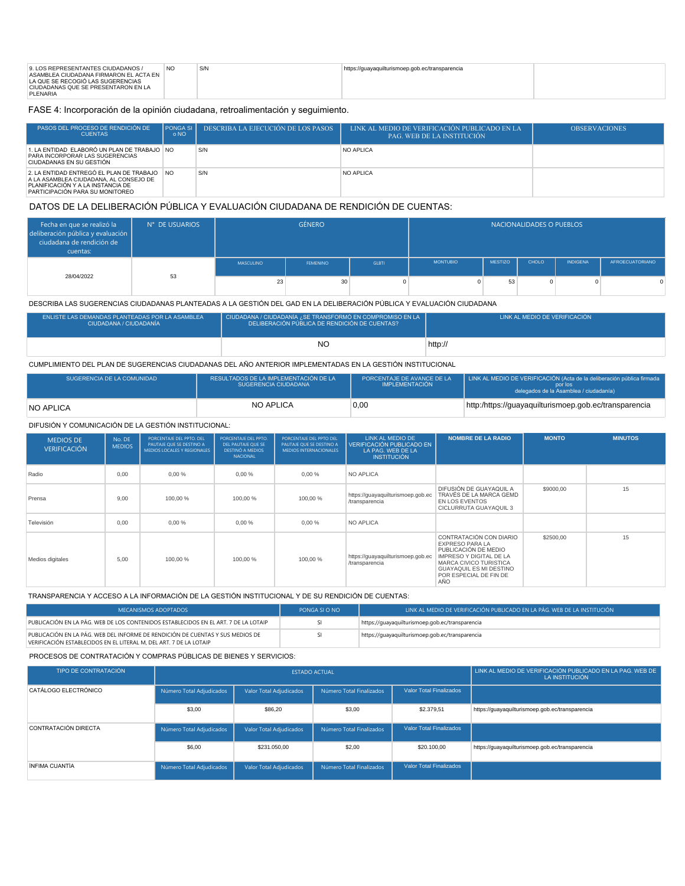| 9. LOS REPRESENTANTES CIUDADANOS / ASAMBLEA CIUDADANA FIRMARON EL ACTA EN LA QUE SE RECOGIÓ LAS SUGERENCIAS CIUDADANAS QUE SE PRESENTARON EN LA PLENARIA | NO | S/N | https://guayaquilturismoep.gob.ec/transparencia | |
|---|---|---|---|---|

FASE 4: Incorporación de la opinión ciudadana, retroalimentación y seguimiento.

| PASOS DEL PROCESO DE RENDICIÓN DE CUENTAS | PONGA SI o NO | DESCRIBA LA EJECUCIÓN DE LOS PASOS | LINK AL MEDIO DE VERIFICACIÓN PUBLICADO EN LA PAG. WEB DE LA INSTITUCIÓN | OBSERVACIONES |
|---|---|---|---|---|
| 1. LA ENTIDAD ELABORÓ UN PLAN DE TRABAJO PARA INCORPORAR LAS SUGERENCIAS CIUDADANAS EN SU GESTIÓN | NO | S/N | NO APLICA | |
| 2. LA ENTIDAD ENTREGÓ EL PLAN DE TRABAJO A LA ASAMBLEA CIUDADANA, AL CONSEJO DE PLANIFICACIÓN Y A LA INSTANCIA DE PARTICIPACIÓN PARA SU MONITOREO | NO | S/N | NO APLICA | |

DATOS DE LA DELIBERACIÓN PÚBLICA Y EVALUACIÓN CIUDADANA DE RENDICIÓN DE CUENTAS:

| Fecha en que se realizó la deliberación pública y evaluación ciudadana de rendición de cuentas: | N° DE USUARIOS | GÉNERO | | | NACIONALIDADES O PUEBLOS | | | | |
|---|---|---|---|---|---|---|---|---|---|
| | | MASCULINO | FEMENINO | GLBTI | MONTUBIO | MESTIZO | CHOLO | INDIGENA | AFROECUATORIANO |
| 28/04/2022 | 53 | 23 | 30 | 0 | 0 | 53 | 0 | 0 | 0 |

DESCRIBA LAS SUGERENCIAS CIUDADANAS PLANTEADAS A LA GESTIÓN DEL GAD EN LA DELIBERACIÓN PÚBLICA Y EVALUACIÓN CIUDADANA

| ENLISTE LAS DEMANDAS PLANTEADAS POR LA ASAMBLEA CIUDADANA / CIUDADANÍA | CIUDADANA / CIUDADANÍA ¿SE TRANSFORMO EN COMPROMISO EN LA DELIBERACIÓN PÚBLICA DE RENDICIÓN DE CUENTAS? | LINK AL MEDIO DE VERIFICACIÓN |
|---|---|---|
| | NO | http:// |

CUMPLIMIENTO DEL PLAN DE SUGERENCIAS CIUDADANAS DEL AÑO ANTERIOR IMPLEMENTADAS EN LA GESTIÓN INSTITUCIONAL

| SUGERENCIA DE LA COMUNIDAD | RESULTADOS DE LA IMPLEMENTACIÓN DE LA SUGERENCIA CIUDADANA | PORCENTAJE DE AVANCE DE LA IMPLEMENTACIÓN | LINK AL MEDIO DE VERIFICACIÓN (Acta de la deliberación pública firmada por los delegados de la Asamblea / ciudadanía) |
|---|---|---|---|
| NO APLICA | NO APLICA | 0,00 | http:/https://guayaquilturismoep.gob.ec/transparencia |

DIFUSIÓN Y COMUNICACIÓN DE LA GESTIÓN INSTITUCIONAL:

| MEDIOS DE VERIFICACIÓN | No. DE MEDIOS | PORCENTAJE DEL PPTO. DEL PAUTAJE QUE SE DESTINO A MEDIOS LOCALES Y REGIONALES | PORCENTAJE DEL PPTO. DEL PAUTAJE QUE SE DESTINÓ A MEDIOS NACIONAL | PORCENTAJE DEL PPTO DEL PAUTAJE QUE SE DESTINO A MEDIOS INTERNACIONALES | LINK AL MEDIO DE VERIFICACIÓN PUBLICADO EN LA PAG. WEB DE LA INSTITUCIÓN | NOMBRE DE LA RADIO | MONTO | MINUTOS |
|---|---|---|---|---|---|---|---|---|
| Radio | 0,00 | 0,00 % | 0,00 % | 0,00 % | NO APLICA | | | |
| Prensa | 9,00 | 100,00 % | 100,00 % | 100,00 % | https://guayaquilturismoep.gob.ec/transparencia | DIFUSIÓN DE GUAYAQUIL A TRAVÉS DE LA MARCA GEMD EN LOS EVENTOS CICLURRUTA GUAYAQUIL 3 | $9000,00 | 15 |
| Televisión | 0,00 | 0,00 % | 0,00 % | 0,00 % | NO APLICA | | | |
| Medios digitales | 5,00 | 100,00 % | 100,00 % | 100,00 % | https://guayaquilturismoep.gob.ec/transparencia | CONTRATACIÓN CON DIARIO EXPRESO PARA LA PUBLICACIÓN DE MEDIO IMPRESO Y DIGITAL DE LA MARCA CIVICO TURISTICA GUAYAQUIL ES MI DESTINO POR ESPECIAL DE FIN DE AÑO | $2500,00 | 15 |

TRANSPARENCIA Y ACCESO A LA INFORMACIÓN DE LA GESTIÓN INSTITUCIONAL Y DE SU RENDICIÓN DE CUENTAS:

| MECANISMOS ADOPTADOS | PONGA SI O NO | LINK AL MEDIO DE VERIFICACIÓN PUBLICADO EN LA PÁG. WEB DE LA INSTITUCIÓN |
|---|---|---|
| PUBLICACIÓN EN LA PÁG. WEB DE LOS CONTENIDOS ESTABLECIDOS EN EL ART. 7 DE LA LOTAIP | SI | https://guayaquilturismoep.gob.ec/transparencia |
| PUBLICACIÓN EN LA PÁG. WEB DEL INFORME DE RENDICIÓN DE CUENTAS Y SUS MEDIOS DE VERIFICACIÓN ESTABLECIDOS EN EL LITERAL M, DEL ART. 7 DE LA LOTAIP | SI | https://guayaquilturismoep.gob.ec/transparencia |

PROCESOS DE CONTRATACIÓN Y COMPRAS PÚBLICAS DE BIENES Y SERVICIOS:

| TIPO DE CONTRATACIÓN | ESTADO ACTUAL | | | | LINK AL MEDIO DE VERIFICACIÓN PUBLICADO EN LA PAG. WEB DE LA INSTITUCIÓN |
|---|---|---|---|---|---|
| CATÁLOGO ELECTRÓNICO | Número Total Adjudicados | Valor Total Adjudicados | Número Total Finalizados | Valor Total Finalizados | |
| | $3,00 | $86,20 | $3,00 | $2.379,51 | https://guayaquilturismoep.gob.ec/transparencia |
| CONTRATACIÓN DIRECTA | Número Total Adjudicados | Valor Total Adjudicados | Número Total Finalizados | Valor Total Finalizados | |
| | $6,00 | $231.050,00 | $2,00 | $20.100,00 | https://guayaquilturismoep.gob.ec/transparencia |
| ÍNFIMA CUANTÍA | Número Total Adjudicados | Valor Total Adjudicados | Número Total Finalizados | Valor Total Finalizados | |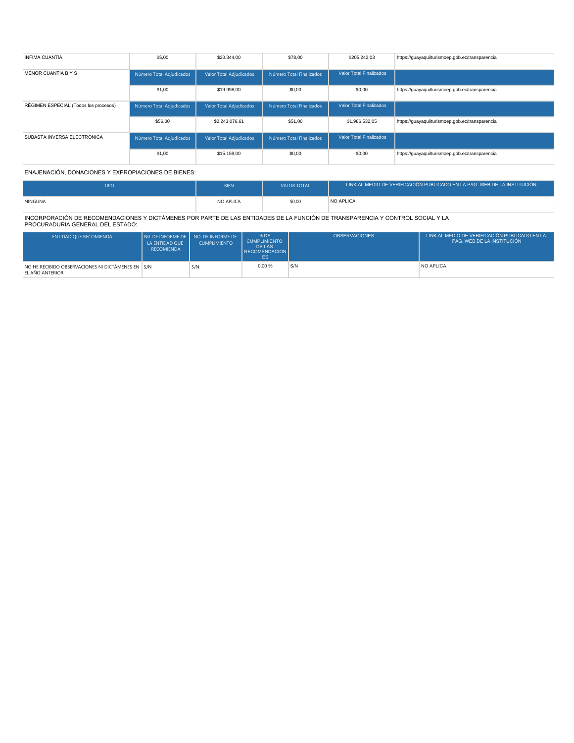| | | | | | |
|---|---|---|---|---|---|
| ÍNFIMA CUANTÍA | $5,00 | $20.344,00 | $78,00 | $205.242,03 | https://guayaquilturismoep.gob.ec/transparencia |
| MENOR CUANTÍA B Y S | Número Total Adjudicados | Valor Total Adjudicados | Número Total Finalizados | Valor Total Finalizados | |
| | $1,00 | $19.998,00 | $0,00 | $0,00 | https://guayaquilturismoep.gob.ec/transparencia |
| RÉGIMEN ESPECIAL (Todos los procesos) | Número Total Adjudicados | Valor Total Adjudicados | Número Total Finalizados | Valor Total Finalizados | |
| | $56,00 | $2.243.076,61 | $51,00 | $1.986.532,05 | https://guayaquilturismoep.gob.ec/transparencia |
| SUBASTA INVERSA ELECTRÓNICA | Número Total Adjudicados | Valor Total Adjudicados | Número Total Finalizados | Valor Total Finalizados | |
| | $1,00 | $15.159,00 | $0,00 | $0,00 | https://guayaquilturismoep.gob.ec/transparencia |

ENAJENACIÓN, DONACIONES Y EXPROPIACIONES DE BIENES:

| TIPO | BIEN | VALOR TOTAL | LINK AL MEDIO DE VERIFICACIÓN PUBLICADO EN LA PAG. WEB DE LA INSTITUCIÓN |
|---|---|---|---|
| NINGUNA | NO APLICA | $0,00 | NO APLICA |

INCORPORACIÓN DE RECOMENDACIONES Y DICTÁMENES POR PARTE DE LAS ENTIDADES DE LA FUNCIÓN DE TRANSPARENCIA Y CONTROL SOCIAL Y LA PROCURADURIA GENERAL DEL ESTADO:

| ENTIDAD QUE RECOMIENDA | NO. DE INFORME DE LA ENTIDAD QUE RECOMIENDA | NO. DE INFORME DE CUMPLIMIENTO | % DE CUMPLIMIENTO DE LAS RECOMENDACIONES | OBSERVACIONES | LINK AL MEDIO DE VERIFICACIÓN PUBLICADO EN LA PÁG. WEB DE LA INSTITUCIÓN |
|---|---|---|---|---|---|
| NO HE RECIBIDO OBSERVACIONES NI DICTÁMENES EN EL AÑO ANTERIOR | S/N | S/N | 0,00 % | S/N | NO APLICA |